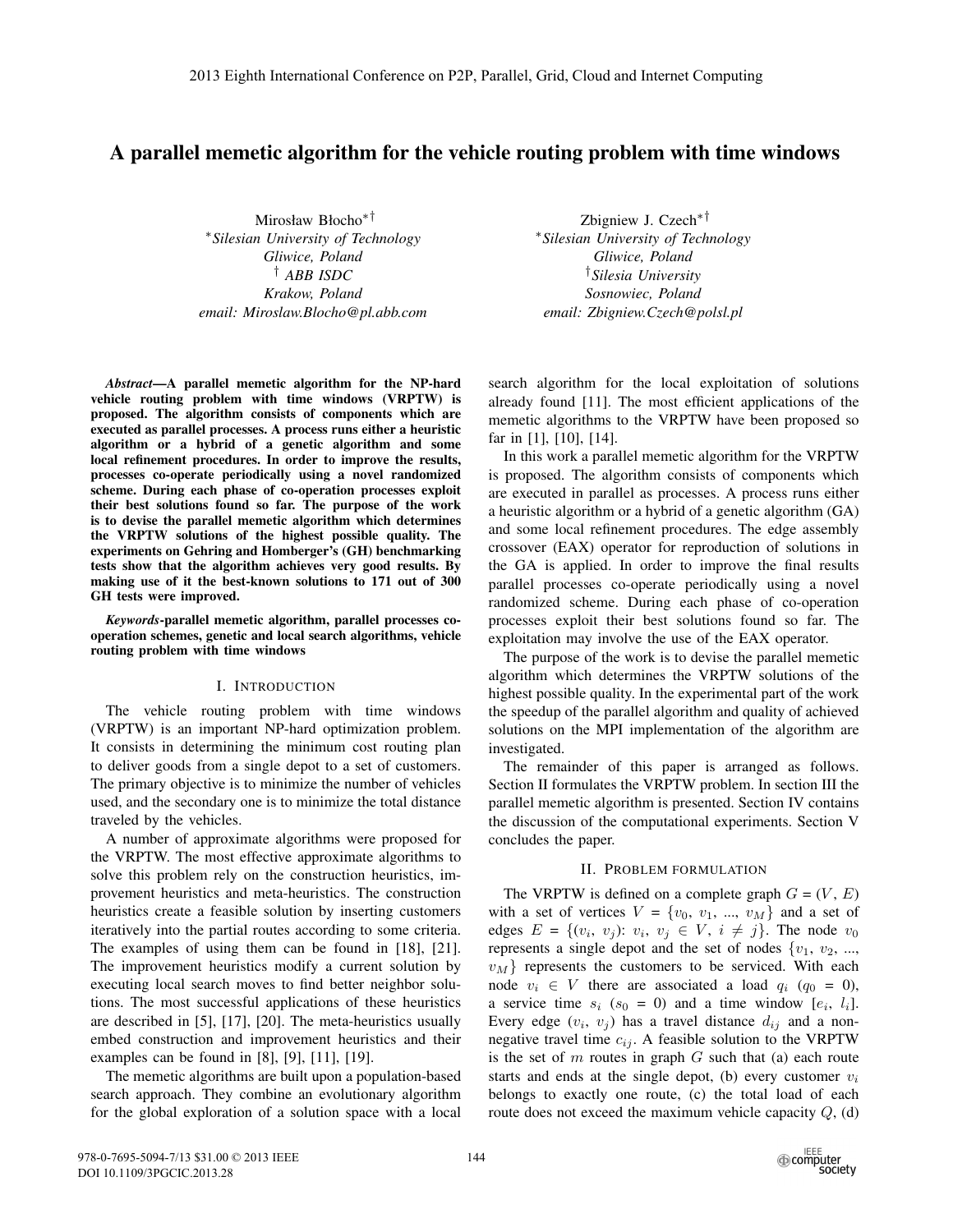# A parallel memetic algorithm for the vehicle routing problem with time windows

Mirosław Błocho*†
*Silesian University of Technology
Gliwice, Poland
† ABB ISDC
Krakow, Poland
email: Miroslaw.Blocho@pl.abb.com

Zbigniew J. Czech*†
*Silesian University of Technology
Gliwice, Poland
†Silesia University
Sosnowiec, Poland
email: Zbigniew.Czech@polsl.pl

***Abstract*—A parallel memetic algorithm for the NP-hard vehicle routing problem with time windows (VRPTW) is proposed. The algorithm consists of components which are executed as parallel processes. A process runs either a heuristic algorithm or a hybrid of a genetic algorithm and some local refinement procedures. In order to improve the results, processes co-operate periodically using a novel randomized scheme. During each phase of co-operation processes exploit their best solutions found so far. The purpose of the work is to devise the parallel memetic algorithm which determines the VRPTW solutions of the highest possible quality. The experiments on Gehring and Homberger's (GH) benchmarking tests show that the algorithm achieves very good results. By making use of it the best-known solutions to 171 out of 300 GH tests were improved.**

***Keywords*-parallel memetic algorithm, parallel processes co-operation schemes, genetic and local search algorithms, vehicle routing problem with time windows**

## I. Introduction

The vehicle routing problem with time windows (VRPTW) is an important NP-hard optimization problem. It consists in determining the minimum cost routing plan to deliver goods from a single depot to a set of customers. The primary objective is to minimize the number of vehicles used, and the secondary one is to minimize the total distance traveled by the vehicles.

A number of approximate algorithms were proposed for the VRPTW. The most effective approximate algorithms to solve this problem rely on the construction heuristics, improvement heuristics and meta-heuristics. The construction heuristics create a feasible solution by inserting customers iteratively into the partial routes according to some criteria. The examples of using them can be found in [18], [21]. The improvement heuristics modify a current solution by executing local search moves to find better neighbor solutions. The most successful applications of these heuristics are described in [5], [17], [20]. The meta-heuristics usually embed construction and improvement heuristics and their examples can be found in [8], [9], [11], [19].

The memetic algorithms are built upon a population-based search approach. They combine an evolutionary algorithm for the global exploration of a solution space with a local search algorithm for the local exploitation of solutions already found [11]. The most efficient applications of the memetic algorithms to the VRPTW have been proposed so far in [1], [10], [14].

In this work a parallel memetic algorithm for the VRPTW is proposed. The algorithm consists of components which are executed in parallel as processes. A process runs either a heuristic algorithm or a hybrid of a genetic algorithm (GA) and some local refinement procedures. The edge assembly crossover (EAX) operator for reproduction of solutions in the GA is applied. In order to improve the final results parallel processes co-operate periodically using a novel randomized scheme. During each phase of co-operation processes exploit their best solutions found so far. The exploitation may involve the use of the EAX operator.

The purpose of the work is to devise the parallel memetic algorithm which determines the VRPTW solutions of the highest possible quality. In the experimental part of the work the speedup of the parallel algorithm and quality of achieved solutions on the MPI implementation of the algorithm are investigated.

The remainder of this paper is arranged as follows. Section II formulates the VRPTW problem. In section III the parallel memetic algorithm is presented. Section IV contains the discussion of the computational experiments. Section V concludes the paper.

## II. Problem formulation

The VRPTW is defined on a complete graph $G = (V, E)$ with a set of vertices $V = \{v_0, v_1, ..., v_M\}$ and a set of edges $E = \{(v_i, v_j)\colon v_i, v_j \in V, i \neq j\}$. The node $v_0$ represents a single depot and the set of nodes $\{v_1, v_2, ..., v_M\}$ represents the customers to be serviced. With each node $v_i \in V$ there are associated a load $q_i$ ($q_0 = 0$), a service time $s_i$ ($s_0 = 0$) and a time window $[e_i, l_i]$. Every edge $(v_i, v_j)$ has a travel distance $d_{ij}$ and a non-negative travel time $c_{ij}$. A feasible solution to the VRPTW is the set of $m$ routes in graph $G$ such that (a) each route starts and ends at the single depot, (b) every customer $v_i$ belongs to exactly one route, (c) the total load of each route does not exceed the maximum vehicle capacity $Q$, (d)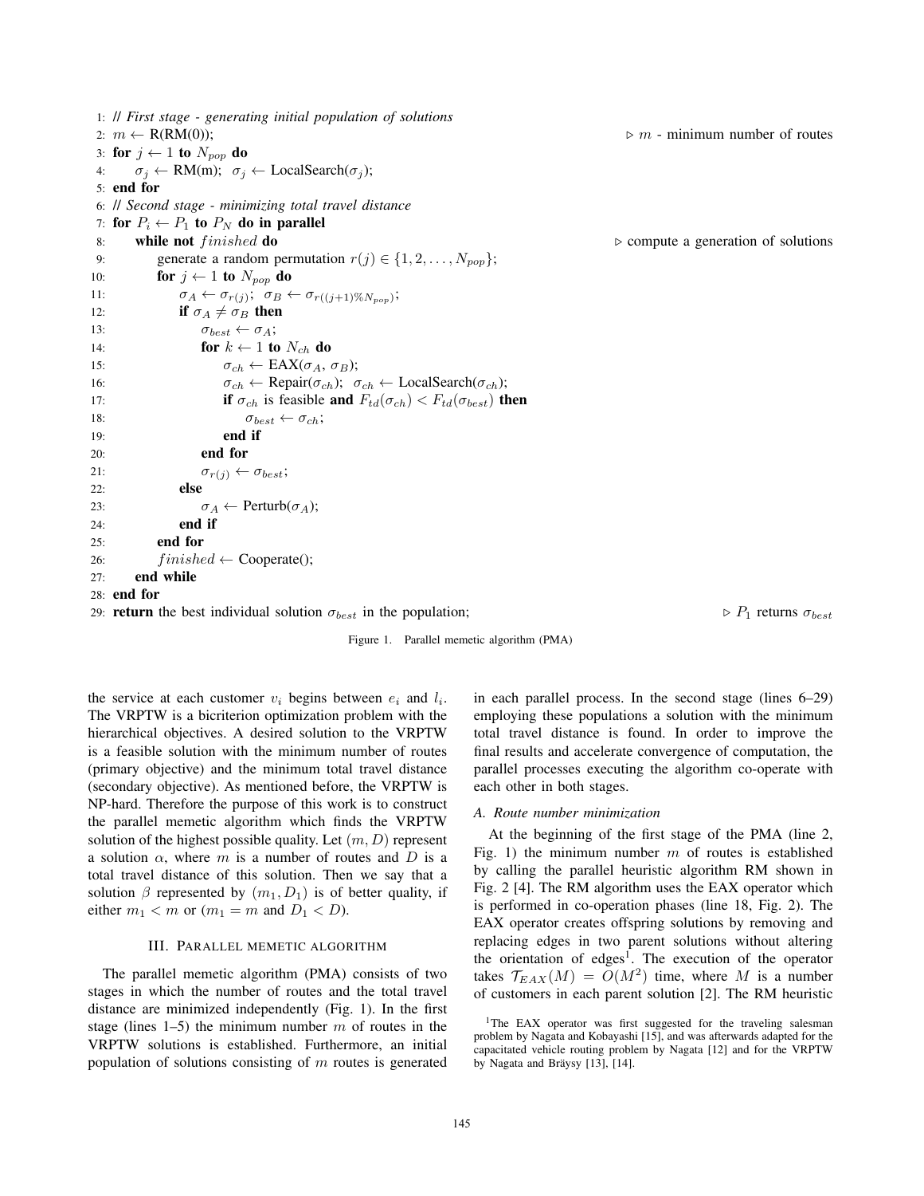```
1: // First stage - generating initial population of solutions
2: m ← R(RM(0));                                              ▷ m - minimum number of routes
3: for j ← 1 to N_pop do
4:     σ_j ← RM(m);  σ_j ← LocalSearch(σ_j);
5: end for
6: // Second stage - minimizing total travel distance
7: for P_i ← P_1 to P_N do in parallel
8:     while not finished do                                  ▷ compute a generation of solutions
9:         generate a random permutation r(j) ∈ {1, 2, ..., N_pop};
10:        for j ← 1 to N_pop do
11:            σ_A ← σ_r(j);  σ_B ← σ_r((j+1)%N_pop);
12:            if σ_A ≠ σ_B then
13:                σ_best ← σ_A;
14:                for k ← 1 to N_ch do
15:                    σ_ch ← EAX(σ_A, σ_B);
16:                    σ_ch ← Repair(σ_ch);  σ_ch ← LocalSearch(σ_ch);
17:                    if σ_ch is feasible and F_td(σ_ch) < F_td(σ_best) then
18:                        σ_best ← σ_ch;
19:                    end if
20:                end for
21:                σ_r(j) ← σ_best;
22:            else
23:                σ_A ← Perturb(σ_A);
24:            end if
25:        end for
26:        finished ← Cooperate();
27:    end while
28: end for
29: return the best individual solution σ_best in the population;   ▷ P_1 returns σ_best
```

Figure 1. Parallel memetic algorithm (PMA)

the service at each customer $v_i$ begins between $e_i$ and $l_i$. The VRPTW is a bicriterion optimization problem with the hierarchical objectives. A desired solution to the VRPTW is a feasible solution with the minimum number of routes (primary objective) and the minimum total travel distance (secondary objective). As mentioned before, the VRPTW is NP-hard. Therefore the purpose of this work is to construct the parallel memetic algorithm which finds the VRPTW solution of the highest possible quality. Let $(m, D)$ represent a solution $\alpha$, where $m$ is a number of routes and $D$ is a total travel distance of this solution. Then we say that a solution $\beta$ represented by $(m_1, D_1)$ is of better quality, if either $m_1 < m$ or ($m_1 = m$ and $D_1 < D$).

## III. Parallel memetic algorithm

The parallel memetic algorithm (PMA) consists of two stages in which the number of routes and the total travel distance are minimized independently (Fig. 1). In the first stage (lines 1–5) the minimum number $m$ of routes in the VRPTW solutions is established. Furthermore, an initial population of solutions consisting of $m$ routes is generated in each parallel process. In the second stage (lines 6–29) employing these populations a solution with the minimum total travel distance is found. In order to improve the final results and accelerate convergence of computation, the parallel processes executing the algorithm co-operate with each other in both stages.

### A. Route number minimization

At the beginning of the first stage of the PMA (line 2, Fig. 1) the minimum number $m$ of routes is established by calling the parallel heuristic algorithm RM shown in Fig. 2 [4]. The RM algorithm uses the EAX operator which is performed in co-operation phases (line 18, Fig. 2). The EAX operator creates offspring solutions by removing and replacing edges in two parent solutions without altering the orientation of edges[1]. The execution of the operator takes $\mathcal{T}_{EAX}(M) = O(M^2)$ time, where $M$ is a number of customers in each parent solution [2]. The RM heuristic

[1]The EAX operator was first suggested for the traveling salesman problem by Nagata and Kobayashi [15], and was afterwards adapted for the capacitated vehicle routing problem by Nagata [12] and for the VRPTW by Nagata and Bräysy [13], [14].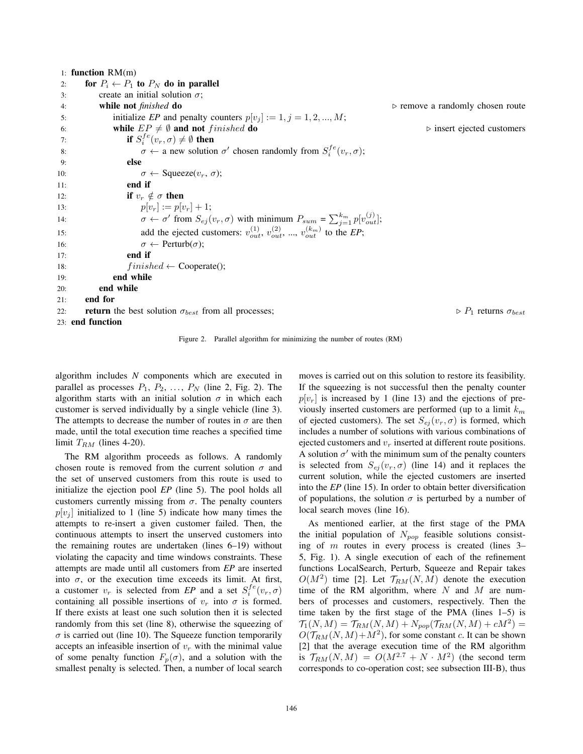```
1:  function RM(m)
2:      for P_i ← P_1 to P_N do in parallel
3:          create an initial solution σ;
4:          while not finished do                                        ▷ remove a randomly chosen route
5:              initialize EP and penalty counters p[v_j] := 1, j = 1, 2, ..., M;
6:              while EP ≠ ∅ and not finished do                         ▷ insert ejected customers
7:                  if S_i^fe(v_r, σ) ≠ ∅ then
8:                      σ ← a new solution σ' chosen randomly from S_i^fe(v_r, σ);
9:                  else
10:                     σ ← Squeeze(v_r, σ);
11:                 end if
12:                 if v_r ∉ σ then
13:                     p[v_r] := p[v_r] + 1;
14:                     σ ← σ' from S_ej(v_r, σ) with minimum P_sum = Σ_{j=1}^{k_m} p[v_out^(j)];
15:                     add the ejected customers: v_out^(1), v_out^(2), ..., v_out^(k_m) to the EP;
16:                     σ ← Perturb(σ);
17:                 end if
18:                 finished ← Cooperate();
19:             end while
20:         end while
21:     end for
22:     return the best solution σ_best from all processes;              ▷ P_1 returns σ_best
23: end function
```

Figure 2. Parallel algorithm for minimizing the number of routes (RM)

algorithm includes $N$ components which are executed in parallel as processes $P_1$, $P_2$, ..., $P_N$ (line 2, Fig. 2). The algorithm starts with an initial solution $\sigma$ in which each customer is served individually by a single vehicle (line 3). The attempts to decrease the number of routes in $\sigma$ are then made, until the total execution time reaches a specified time limit $T_{RM}$ (lines 4-20).

The RM algorithm proceeds as follows. A randomly chosen route is removed from the current solution $\sigma$ and the set of unserved customers from this route is used to initialize the ejection pool *EP* (line 5). The pool holds all customers currently missing from $\sigma$. The penalty counters $p[v_j]$ initialized to 1 (line 5) indicate how many times the attempts to re-insert a given customer failed. Then, the continuous attempts to insert the unserved customers into the remaining routes are undertaken (lines 6–19) without violating the capacity and time windows constraints. These attempts are made until all customers from *EP* are inserted into $\sigma$, or the execution time exceeds its limit. At first, a customer $v_r$ is selected from *EP* and a set $S_i^{fe}(v_r, \sigma)$ containing all possible insertions of $v_r$ into $\sigma$ is formed. If there exists at least one such solution then it is selected randomly from this set (line 8), otherwise the squeezing of $\sigma$ is carried out (line 10). The Squeeze function temporarily accepts an infeasible insertion of $v_r$ with the minimal value of some penalty function $F_p(\sigma)$, and a solution with the smallest penalty is selected. Then, a number of local search moves is carried out on this solution to restore its feasibility. If the squeezing is not successful then the penalty counter $p[v_r]$ is increased by 1 (line 13) and the ejections of previously inserted customers are performed (up to a limit $k_m$ of ejected customers). The set $S_{ej}(v_r, \sigma)$ is formed, which includes a number of solutions with various combinations of ejected customers and $v_r$ inserted at different route positions. A solution $\sigma'$ with the minimum sum of the penalty counters is selected from $S_{ej}(v_r, \sigma)$ (line 14) and it replaces the current solution, while the ejected customers are inserted into the *EP* (line 15). In order to obtain better diversification of populations, the solution $\sigma$ is perturbed by a number of local search moves (line 16).

As mentioned earlier, at the first stage of the PMA the initial population of $N_{pop}$ feasible solutions consisting of $m$ routes in every process is created (lines 3–5, Fig. 1). A single execution of each of the refinement functions LocalSearch, Perturb, Squeeze and Repair takes $O(M^2)$ time [2]. Let $\mathcal{T}_{RM}(N, M)$ denote the execution time of the RM algorithm, where $N$ and $M$ are numbers of processes and customers, respectively. Then the time taken by the first stage of the PMA (lines 1–5) is $\mathcal{T}_1(N, M) = \mathcal{T}_{RM}(N, M) + N_{pop}(\mathcal{T}_{RM}(N, M) + cM^2) = O(\mathcal{T}_{RM}(N, M) + M^2)$, for some constant $c$. It can be shown [2] that the average execution time of the RM algorithm is $\mathcal{T}_{RM}(N, M) = O(M^{2.7} + N \cdot M^2)$ (the second term corresponds to co-operation cost; see subsection III-B), thus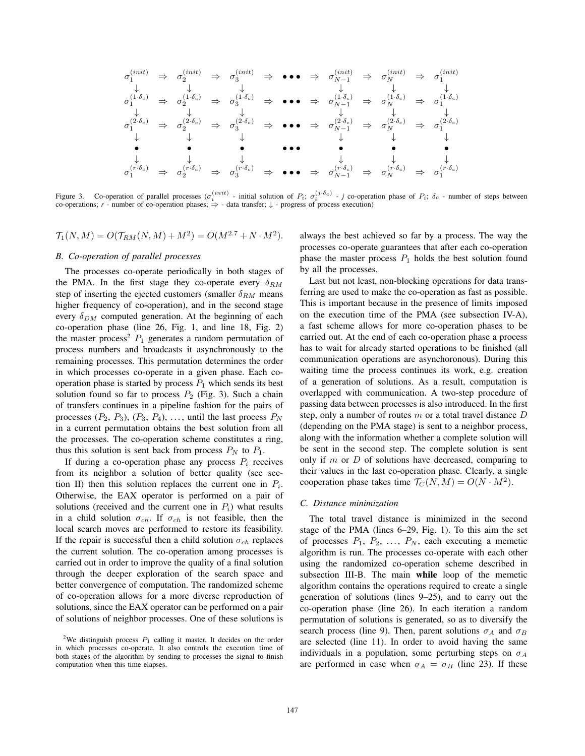$$
\begin{array}{ccccccccccccc}
\sigma_1^{(init)} & \Rightarrow & \sigma_2^{(init)} & \Rightarrow & \sigma_3^{(init)} & \Rightarrow & \bullet\bullet\bullet & \Rightarrow & \sigma_{N-1}^{(init)} & \Rightarrow & \sigma_N^{(init)} & \Rightarrow & \sigma_1^{(init)} \\
\downarrow & & \downarrow & & \downarrow & & & & \downarrow & & \downarrow & & \downarrow \\
\sigma_1^{(1\cdot\delta_c)} & \Rightarrow & \sigma_2^{(1\cdot\delta_c)} & \Rightarrow & \sigma_3^{(1\cdot\delta_c)} & \Rightarrow & \bullet\bullet\bullet & \Rightarrow & \sigma_{N-1}^{(1\cdot\delta_c)} & \Rightarrow & \sigma_N^{(1\cdot\delta_c)} & \Rightarrow & \sigma_1^{(1\cdot\delta_c)} \\
\downarrow & & \downarrow & & \downarrow & & & & \downarrow & & \downarrow & & \downarrow \\
\sigma_1^{(2\cdot\delta_c)} & \Rightarrow & \sigma_2^{(2\cdot\delta_c)} & \Rightarrow & \sigma_3^{(2\cdot\delta_c)} & \Rightarrow & \bullet\bullet\bullet & \Rightarrow & \sigma_{N-1}^{(2\cdot\delta_c)} & \Rightarrow & \sigma_N^{(2\cdot\delta_c)} & \Rightarrow & \sigma_1^{(2\cdot\delta_c)} \\
\downarrow & & \downarrow & & \downarrow & & & & \downarrow & & \downarrow & & \downarrow \\
\bullet & & \bullet & & \bullet & & \bullet\bullet\bullet & & \bullet & & \bullet & & \bullet \\
\downarrow & & \downarrow & & \downarrow & & & & \downarrow & & \downarrow & & \downarrow \\
\sigma_1^{(r\cdot\delta_c)} & \Rightarrow & \sigma_2^{(r\cdot\delta_c)} & \Rightarrow & \sigma_3^{(r\cdot\delta_c)} & \Rightarrow & \bullet\bullet\bullet & \Rightarrow & \sigma_{N-1}^{(r\cdot\delta_c)} & \Rightarrow & \sigma_N^{(r\cdot\delta_c)} & \Rightarrow & \sigma_1^{(r\cdot\delta_c)}
\end{array}
$$

Figure 3. Co-operation of parallel processes ($\sigma_i^{(init)}$ - initial solution of $P_i$; $\sigma_i^{(j\cdot\delta_c)}$ - $j$ co-operation phase of $P_i$; $\delta_c$ - number of steps between co-operations; $r$ - number of co-operation phases; $\Rightarrow$ - data transfer; $\downarrow$ - progress of process execution)

$$\mathcal{T}_1(N, M) = O(\mathcal{T}_{RM}(N, M) + M^2) = O(M^{2.7} + N \cdot M^2).$$

### B. Co-operation of parallel processes

The processes co-operate periodically in both stages of the PMA. In the first stage they co-operate every $\delta_{RM}$ step of inserting the ejected customers (smaller $\delta_{RM}$ means higher frequency of co-operation), and in the second stage every $\delta_{DM}$ computed generation. At the beginning of each co-operation phase (line 26, Fig. 1, and line 18, Fig. 2) the master process[2] $P_1$ generates a random permutation of process numbers and broadcasts it asynchronously to the remaining processes. This permutation determines the order in which processes co-operate in a given phase. Each co-operation phase is started by process $P_1$ which sends its best solution found so far to process $P_2$ (Fig. 3). Such a chain of transfers continues in a pipeline fashion for the pairs of processes ($P_2$, $P_3$), ($P_3$, $P_4$), …, until the last process $P_N$ in a current permutation obtains the best solution from all the processes. The co-operation scheme constitutes a ring, thus this solution is sent back from process $P_N$ to $P_1$.

If during a co-operation phase any process $P_i$ receives from its neighbor a solution of better quality (see section II) then this solution replaces the current one in $P_i$. Otherwise, the EAX operator is performed on a pair of solutions (received and the current one in $P_i$) what results in a child solution $\sigma_{ch}$. If $\sigma_{ch}$ is not feasible, then the local search moves are performed to restore its feasibility. If the repair is successful then a child solution $\sigma_{ch}$ replaces the current solution. The co-operation among processes is carried out in order to improve the quality of a final solution through the deeper exploration of the search space and better convergence of computation. The randomized scheme of co-operation allows for a more diverse reproduction of solutions, since the EAX operator can be performed on a pair of solutions of neighbor processes. One of these solutions is always the best achieved so far by a process. The way the processes co-operate guarantees that after each co-operation phase the master process $P_1$ holds the best solution found by all the processes.

Last but not least, non-blocking operations for data transferring are used to make the co-operation as fast as possible. This is important because in the presence of limits imposed on the execution time of the PMA (see subsection IV-A), a fast scheme allows for more co-operation phases to be carried out. At the end of each co-operation phase a process has to wait for already started operations to be finished (all communication operations are asynchoronous). During this waiting time the process continues its work, e.g. creation of a generation of solutions. As a result, computation is overlapped with communication. A two-step procedure of passing data between processes is also introduced. In the first step, only a number of routes $m$ or a total travel distance $D$ (depending on the PMA stage) is sent to a neighbor process, along with the information whether a complete solution will be sent in the second step. The complete solution is sent only if $m$ or $D$ of solutions have decreased, comparing to their values in the last co-operation phase. Clearly, a single cooperation phase takes time $\mathcal{T}_C(N, M) = O(N \cdot M^2)$.

### C. Distance minimization

The total travel distance is minimized in the second stage of the PMA (lines 6–29, Fig. 1). To this aim the set of processes $P_1$, $P_2$, …, $P_N$, each executing a memetic algorithm is run. The processes co-operate with each other using the randomized co-operation scheme described in subsection III-B. The main **while** loop of the memetic algorithm contains the operations required to create a single generation of solutions (lines 9–25), and to carry out the co-operation phase (line 26). In each iteration a random permutation of solutions is generated, so as to diversify the search process (line 9). Then, parent solutions $\sigma_A$ and $\sigma_B$ are selected (line 11). In order to avoid having the same individuals in a population, some perturbing steps on $\sigma_A$ are performed in case when $\sigma_A = \sigma_B$ (line 23). If these

[2] We distinguish process $P_1$ calling it master. It decides on the order in which processes co-operate. It also controls the execution time of both stages of the algorithm by sending to processes the signal to finish computation when this time elapses.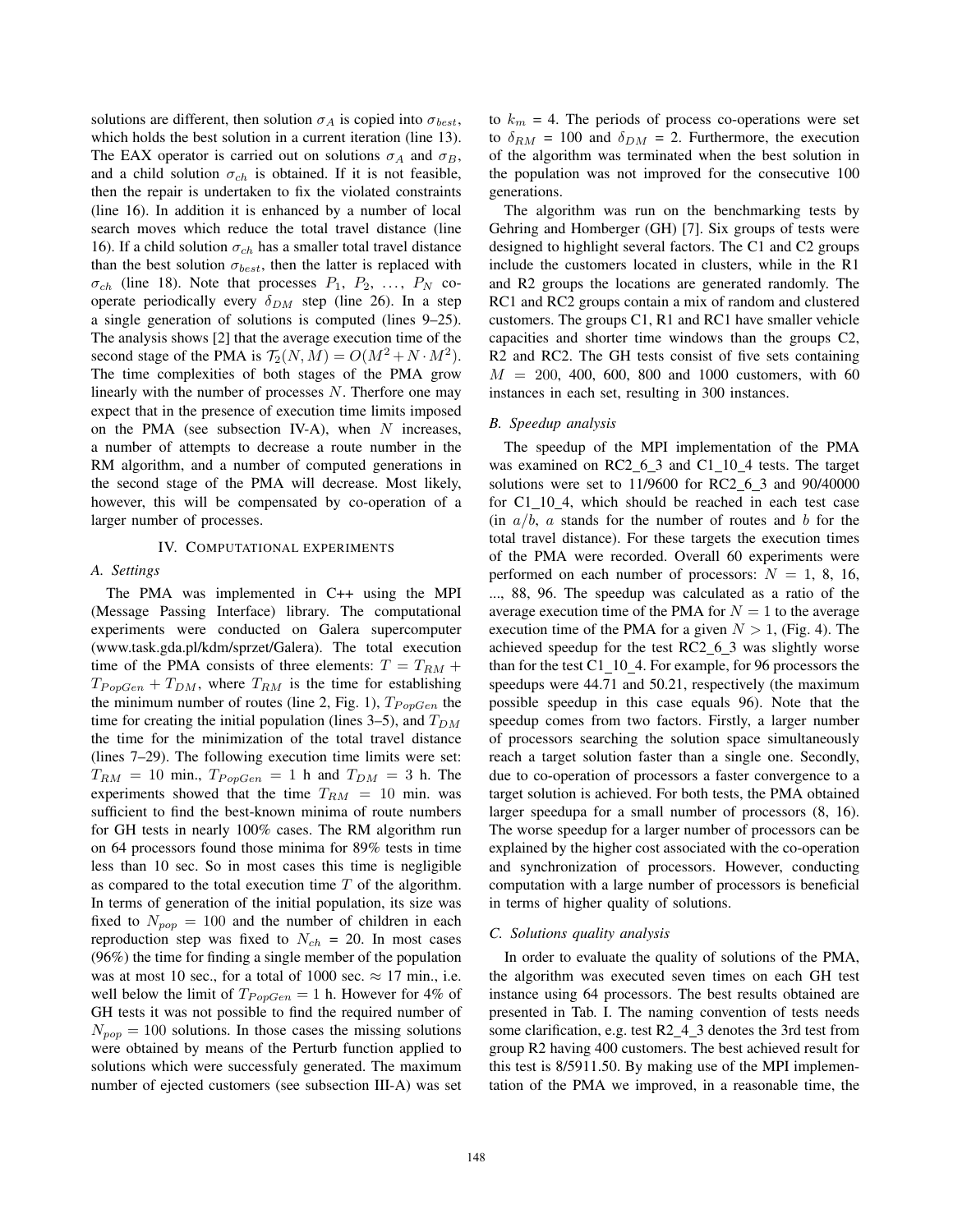solutions are different, then solution $\sigma_A$ is copied into $\sigma_{best}$, which holds the best solution in a current iteration (line 13). The EAX operator is carried out on solutions $\sigma_A$ and $\sigma_B$, and a child solution $\sigma_{ch}$ is obtained. If it is not feasible, then the repair is undertaken to fix the violated constraints (line 16). In addition it is enhanced by a number of local search moves which reduce the total travel distance (line 16). If a child solution $\sigma_{ch}$ has a smaller total travel distance than the best solution $\sigma_{best}$, then the latter is replaced with $\sigma_{ch}$ (line 18). Note that processes $P_1, P_2, \ldots, P_N$ co-operate periodically every $\delta_{DM}$ step (line 26). In a step a single generation of solutions is computed (lines 9–25). The analysis shows [2] that the average execution time of the second stage of the PMA is $\mathcal{T}_2(N, M) = O(M^2 + N \cdot M^2)$. The time complexities of both stages of the PMA grow linearly with the number of processes $N$. Therfore one may expect that in the presence of execution time limits imposed on the PMA (see subsection IV-A), when $N$ increases, a number of attempts to decrease a route number in the RM algorithm, and a number of computed generations in the second stage of the PMA will decrease. Most likely, however, this will be compensated by co-operation of a larger number of processes.

## IV. Computational experiments

### A. Settings

The PMA was implemented in C++ using the MPI (Message Passing Interface) library. The computational experiments were conducted on Galera supercomputer (www.task.gda.pl/kdm/sprzet/Galera). The total execution time of the PMA consists of three elements: $T = T_{RM} + T_{PopGen} + T_{DM}$, where $T_{RM}$ is the time for establishing the minimum number of routes (line 2, Fig. 1), $T_{PopGen}$ the time for creating the initial population (lines 3–5), and $T_{DM}$ the time for the minimization of the total travel distance (lines 7–29). The following execution time limits were set: $T_{RM}$ = 10 min., $T_{PopGen}$ = 1 h and $T_{DM}$ = 3 h. The experiments showed that the time $T_{RM}$ = 10 min. was sufficient to find the best-known minima of route numbers for GH tests in nearly 100% cases. The RM algorithm run on 64 processors found those minima for 89% tests in time less than 10 sec. So in most cases this time is negligible as compared to the total execution time $T$ of the algorithm. In terms of generation of the initial population, its size was fixed to $N_{pop} = 100$ and the number of children in each reproduction step was fixed to $N_{ch}$ = 20. In most cases (96%) the time for finding a single member of the population was at most 10 sec., for a total of 1000 sec. $\approx$ 17 min., i.e. well below the limit of $T_{PopGen}$ = 1 h. However for 4% of GH tests it was not possible to find the required number of $N_{pop} = 100$ solutions. In those cases the missing solutions were obtained by means of the Perturb function applied to solutions which were successfuly generated. The maximum number of ejected customers (see subsection III-A) was set to $k_m$ = 4. The periods of process co-operations were set to $\delta_{RM}$ = 100 and $\delta_{DM}$ = 2. Furthermore, the execution of the algorithm was terminated when the best solution in the population was not improved for the consecutive 100 generations.

The algorithm was run on the benchmarking tests by Gehring and Homberger (GH) [7]. Six groups of tests were designed to highlight several factors. The C1 and C2 groups include the customers located in clusters, while in the R1 and R2 groups the locations are generated randomly. The RC1 and RC2 groups contain a mix of random and clustered customers. The groups C1, R1 and RC1 have smaller vehicle capacities and shorter time windows than the groups C2, R2 and RC2. The GH tests consist of five sets containing $M$ = 200, 400, 600, 800 and 1000 customers, with 60 instances in each set, resulting in 300 instances.

### B. Speedup analysis

The speedup of the MPI implementation of the PMA was examined on RC2_6_3 and C1_10_4 tests. The target solutions were set to 11/9600 for RC2_6_3 and 90/40000 for C1_10_4, which should be reached in each test case (in $a/b$, $a$ stands for the number of routes and $b$ for the total travel distance). For these targets the execution times of the PMA were recorded. Overall 60 experiments were performed on each number of processors: $N$ = 1, 8, 16, ..., 88, 96. The speedup was calculated as a ratio of the average execution time of the PMA for $N = 1$ to the average execution time of the PMA for a given $N > 1$, (Fig. 4). The achieved speedup for the test RC2_6_3 was slightly worse than for the test C1_10_4. For example, for 96 processors the speedups were 44.71 and 50.21, respectively (the maximum possible speedup in this case equals 96). Note that the speedup comes from two factors. Firstly, a larger number of processors searching the solution space simultaneously reach a target solution faster than a single one. Secondly, due to co-operation of processors a faster convergence to a target solution is achieved. For both tests, the PMA obtained larger speedupa for a small number of processors (8, 16). The worse speedup for a larger number of processors can be explained by the higher cost associated with the co-operation and synchronization of processors. However, conducting computation with a large number of processors is beneficial in terms of higher quality of solutions.

### C. Solutions quality analysis

In order to evaluate the quality of solutions of the PMA, the algorithm was executed seven times on each GH test instance using 64 processors. The best results obtained are presented in Tab. I. The naming convention of tests needs some clarification, e.g. test R2_4_3 denotes the 3rd test from group R2 having 400 customers. The best achieved result for this test is 8/5911.50. By making use of the MPI implementation of the PMA we improved, in a reasonable time, the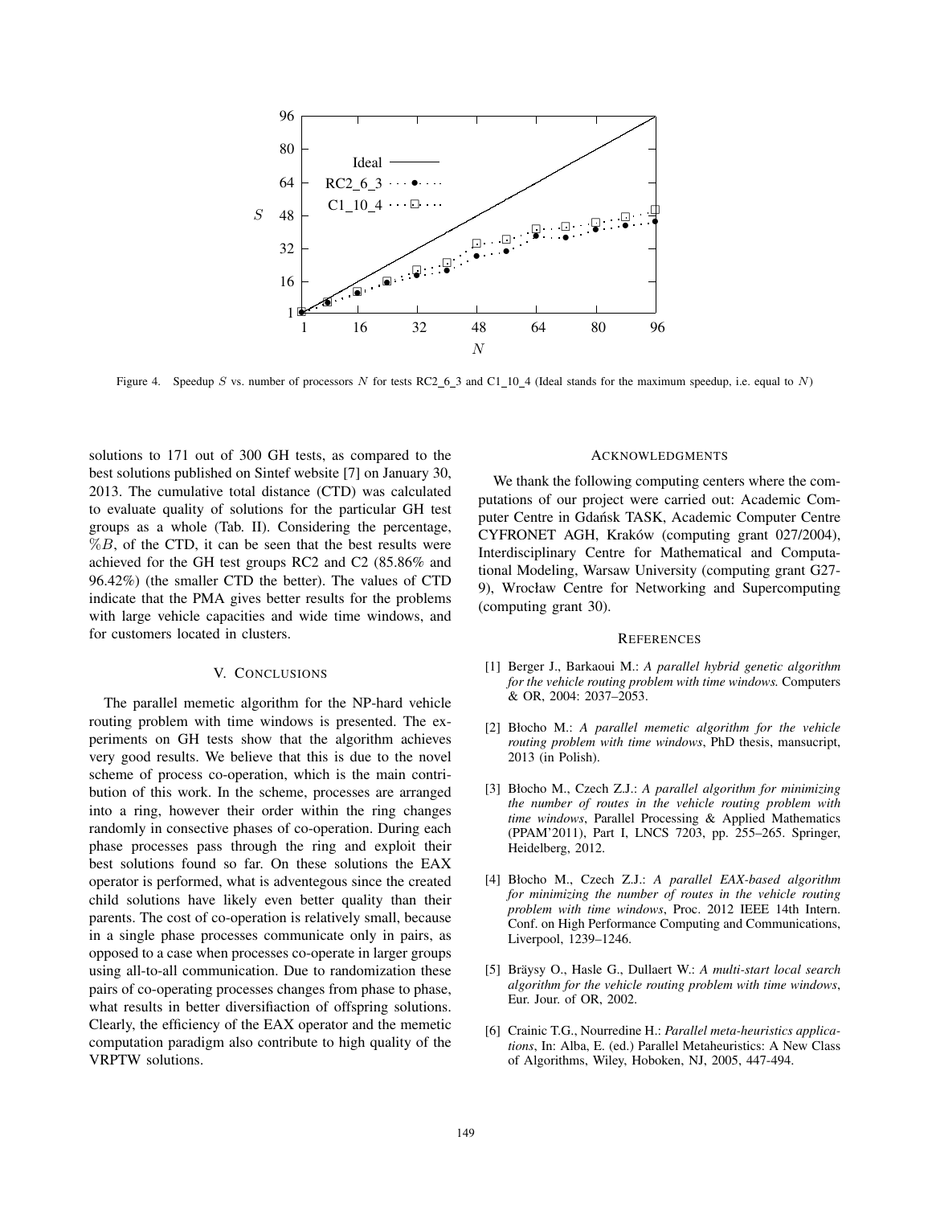96
80
64
48
32
16
1

S

Ideal
RC2_6_3
C1_10_4

1 16 32 48 64 80 96

N

Figure 4. Speedup $S$ vs. number of processors $N$ for tests RC2_6_3 and C1_10_4 (Ideal stands for the maximum speedup, i.e. equal to $N$)

solutions to 171 out of 300 GH tests, as compared to the best solutions published on Sintef website [7] on January 30, 2013. The cumulative total distance (CTD) was calculated to evaluate quality of solutions for the particular GH test groups as a whole (Tab. II). Considering the percentage, $\%B$, of the CTD, it can be seen that the best results were achieved for the GH test groups RC2 and C2 (85.86% and 96.42%) (the smaller CTD the better). The values of CTD indicate that the PMA gives better results for the problems with large vehicle capacities and wide time windows, and for customers located in clusters.

## V. Conclusions

The parallel memetic algorithm for the NP-hard vehicle routing problem with time windows is presented. The experiments on GH tests show that the algorithm achieves very good results. We believe that this is due to the novel scheme of process co-operation, which is the main contribution of this work. In the scheme, processes are arranged into a ring, however their order within the ring changes randomly in consective phases of co-operation. During each phase processes pass through the ring and exploit their best solutions found so far. On these solutions the EAX operator is performed, what is adventegous since the created child solutions have likely even better quality than their parents. The cost of co-operation is relatively small, because in a single phase processes communicate only in pairs, as opposed to a case when processes co-operate in larger groups using all-to-all communication. Due to randomization these pairs of co-operating processes changes from phase to phase, what results in better diversifiaction of offspring solutions. Clearly, the efficiency of the EAX operator and the memetic computation paradigm also contribute to high quality of the VRPTW solutions.

## Acknowledgments

We thank the following computing centers where the computations of our project were carried out: Academic Computer Centre in Gdańsk TASK, Academic Computer Centre CYFRONET AGH, Kraków (computing grant 027/2004), Interdisciplinary Centre for Mathematical and Computational Modeling, Warsaw University (computing grant G27-9), Wrocław Centre for Networking and Supercomputing (computing grant 30).

## References

[1] Berger J., Barkaoui M.: *A parallel hybrid genetic algorithm for the vehicle routing problem with time windows.* Computers & OR, 2004: 2037–2053.

[2] Błocho M.: *A parallel memetic algorithm for the vehicle routing problem with time windows*, PhD thesis, mansucript, 2013 (in Polish).

[3] Błocho M., Czech Z.J.: *A parallel algorithm for minimizing the number of routes in the vehicle routing problem with time windows*, Parallel Processing & Applied Mathematics (PPAM'2011), Part I, LNCS 7203, pp. 255–265. Springer, Heidelberg, 2012.

[4] Błocho M., Czech Z.J.: *A parallel EAX-based algorithm for minimizing the number of routes in the vehicle routing problem with time windows*, Proc. 2012 IEEE 14th Intern. Conf. on High Performance Computing and Communications, Liverpool, 1239–1246.

[5] Bräysy O., Hasle G., Dullaert W.: *A multi-start local search algorithm for the vehicle routing problem with time windows*, Eur. Jour. of OR, 2002.

[6] Crainic T.G., Nourredine H.: *Parallel meta-heuristics applications*, In: Alba, E. (ed.) Parallel Metaheuristics: A New Class of Algorithms, Wiley, Hoboken, NJ, 2005, 447-494.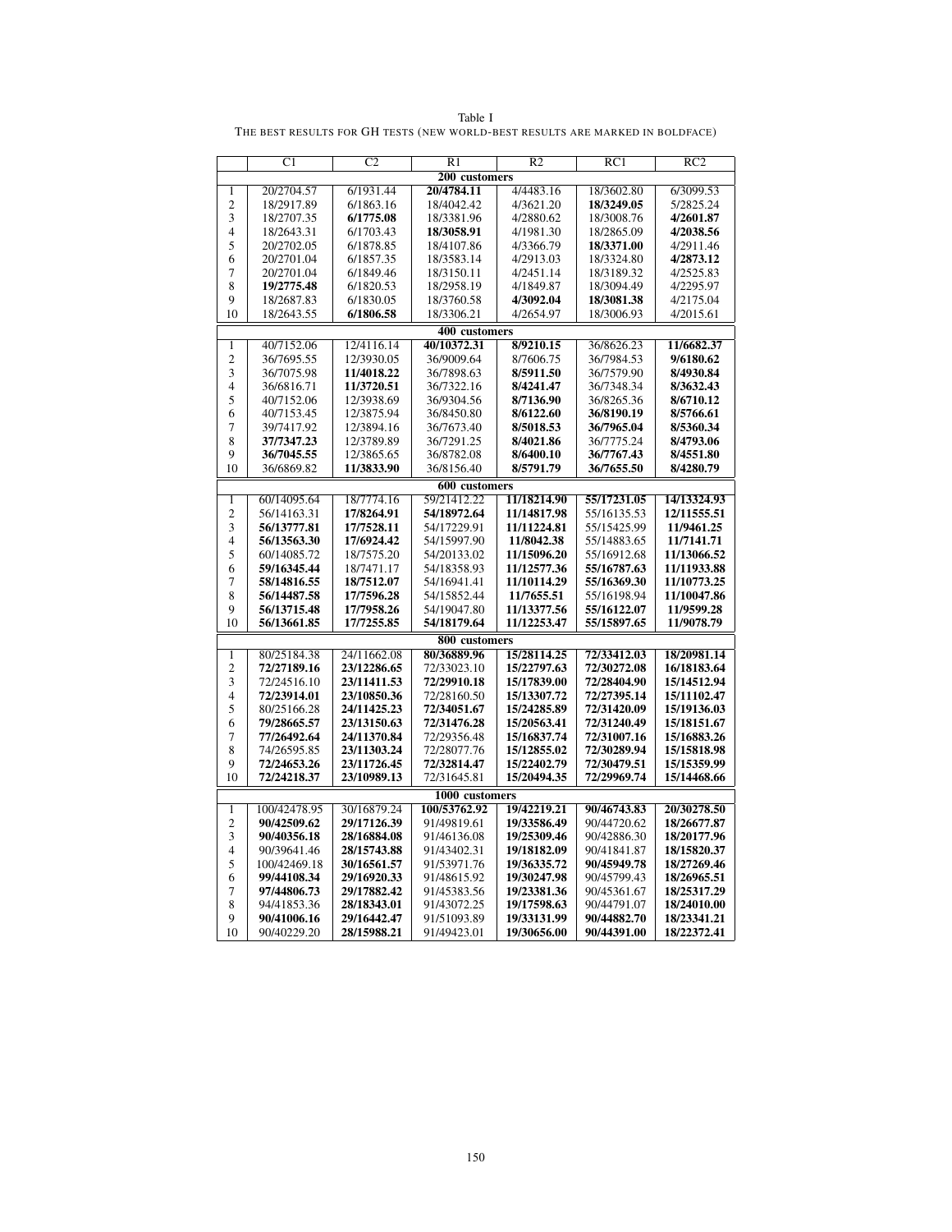Table I

THE BEST RESULTS FOR GH TESTS (NEW WORLD-BEST RESULTS ARE MARKED IN BOLDFACE)

| | C1 | C2 | R1 | R2 | RC1 | RC2 |
|---|---|---|---|---|---|---|
| **200 customers** | | | | | | |
| 1 | 20/2704.57 | 6/1931.44 | **20/4784.11** | 4/4483.16 | 18/3602.80 | 6/3099.53 |
| 2 | 18/2917.89 | 6/1863.16 | 18/4042.42 | 4/3621.20 | **18/3249.05** | 5/2825.24 |
| 3 | 18/2707.35 | **6/1775.08** | 18/3381.96 | 4/2880.62 | 18/3008.76 | **4/2601.87** |
| 4 | 18/2643.31 | 6/1703.43 | **18/3058.91** | 4/1981.30 | 18/2865.09 | **4/2038.56** |
| 5 | 20/2702.05 | 6/1878.85 | 18/4107.86 | 4/3366.79 | **18/3371.00** | 4/2911.46 |
| 6 | 20/2701.04 | 6/1857.35 | 18/3583.14 | 4/2913.03 | 18/3324.80 | **4/2873.12** |
| 7 | 20/2701.04 | 6/1849.46 | 18/3150.11 | 4/2451.14 | 18/3189.32 | 4/2525.83 |
| 8 | **19/2775.48** | 6/1820.53 | 18/2958.19 | 4/1849.87 | 18/3094.49 | 4/2295.97 |
| 9 | 18/2687.83 | 6/1830.05 | 18/3760.58 | **4/3092.04** | **18/3081.38** | 4/2175.04 |
| 10 | 18/2643.55 | **6/1806.58** | 18/3306.21 | 4/2654.97 | 18/3006.93 | 4/2015.61 |
| **400 customers** | | | | | | |
| 1 | 40/7152.06 | 12/4116.14 | **40/10372.31** | **8/9210.15** | 36/8626.23 | **11/6682.37** |
| 2 | 36/7695.55 | 12/3930.05 | 36/9009.64 | 8/7606.75 | 36/7984.53 | **9/6180.62** |
| 3 | 36/7075.98 | **11/4018.22** | 36/7898.63 | **8/5911.50** | 36/7579.90 | **8/4930.84** |
| 4 | 36/6816.71 | **11/3720.51** | 36/7322.16 | **8/4241.47** | 36/7348.34 | **8/3632.43** |
| 5 | 40/7152.06 | 12/3938.69 | 36/9304.56 | **8/7136.90** | 36/8265.36 | **8/6710.12** |
| 6 | 40/7153.45 | 12/3875.94 | 36/8450.80 | **8/6122.60** | **36/8190.19** | **8/5766.61** |
| 7 | 39/7417.92 | 12/3894.16 | 36/7673.40 | **8/5018.53** | **36/7965.04** | **8/5360.34** |
| 8 | **37/7347.23** | 12/3789.89 | 36/7291.25 | **8/4021.86** | 36/7775.24 | **8/4793.06** |
| 9 | **36/7045.55** | 12/3865.65 | 36/8782.08 | **8/6400.10** | **36/7767.43** | **8/4551.80** |
| 10 | 36/6869.82 | **11/3833.90** | 36/8156.40 | **8/5791.79** | **36/7655.50** | **8/4280.79** |
| **600 customers** | | | | | | |
| 1 | 60/14095.64 | 18/7774.16 | 59/21412.22 | **11/18214.90** | **55/17231.05** | **14/13324.93** |
| 2 | 56/14163.31 | **17/8264.91** | **54/18972.64** | **11/14817.98** | 55/16135.53 | **12/11555.51** |
| 3 | **56/13777.81** | **17/7528.11** | 54/17229.91 | **11/11224.81** | 55/15425.99 | **11/9461.25** |
| 4 | **56/13563.30** | **17/6924.42** | 54/15997.90 | **11/8042.38** | 55/14883.65 | **11/7141.71** |
| 5 | 60/14085.72 | 18/7575.20 | 54/20133.02 | **11/15096.20** | 55/16912.68 | **11/13066.52** |
| 6 | **59/16345.44** | 18/7471.17 | 54/18358.93 | **11/12577.36** | **55/16787.63** | **11/11933.88** |
| 7 | **58/14816.55** | **18/7512.07** | 54/16941.41 | **11/10114.29** | **55/16369.30** | **11/10773.25** |
| 8 | **56/14487.58** | **17/7596.28** | 54/15852.44 | **11/7655.51** | 55/16198.94 | **11/10047.86** |
| 9 | **56/13715.48** | **17/7958.26** | 54/19047.80 | **11/13377.56** | **55/16122.07** | **11/9599.28** |
| 10 | **56/13661.85** | **17/7255.85** | **54/18179.64** | **11/12253.47** | **55/15897.65** | **11/9078.79** |
| **800 customers** | | | | | | |
| 1 | 80/25184.38 | 24/11662.08 | **80/36889.96** | **15/28114.25** | **72/33412.03** | **18/20981.14** |
| 2 | **72/27189.16** | **23/12286.65** | 72/33023.10 | **15/22797.63** | **72/30272.08** | **16/18183.64** |
| 3 | 72/24516.10 | **23/11411.53** | **72/29910.18** | **15/17839.00** | **72/28404.90** | **15/14512.94** |
| 4 | **72/23914.01** | **23/10850.36** | 72/28160.50 | **15/13307.72** | **72/27395.14** | **15/11102.47** |
| 5 | 80/25166.28 | **24/11425.23** | **72/34051.67** | **15/24285.89** | **72/31420.09** | **15/19136.03** |
| 6 | **79/28665.57** | **23/13150.63** | **72/31476.28** | **15/20563.41** | **72/31240.49** | **15/18151.67** |
| 7 | **77/26492.64** | **24/11370.84** | 72/29356.48 | **15/16837.74** | **72/31007.16** | **15/16883.26** |
| 8 | 74/26595.85 | **23/11303.24** | 72/28077.76 | **15/12855.02** | **72/30289.94** | **15/15818.98** |
| 9 | **72/24653.26** | **23/11726.45** | **72/32814.47** | **15/22402.79** | **72/30479.51** | **15/15359.99** |
| 10 | **72/24218.37** | **23/10989.13** | 72/31645.81 | **15/20494.35** | **72/29969.74** | **15/14468.66** |
| **1000 customers** | | | | | | |
| 1 | 100/42478.95 | 30/16879.24 | **100/53762.92** | **19/42219.21** | **90/46743.83** | **20/30278.50** |
| 2 | **90/42509.62** | **29/17126.39** | 91/49819.61 | **19/33586.49** | 90/44720.62 | **18/26677.87** |
| 3 | **90/40356.18** | **28/16884.08** | 91/46136.08 | **19/25309.46** | 90/42886.30 | **18/20177.96** |
| 4 | 90/39641.46 | **28/15743.88** | 91/43402.31 | **19/18182.09** | 90/41841.87 | **18/15820.37** |
| 5 | 100/42469.18 | **30/16561.57** | 91/53971.76 | **19/36335.72** | **90/45949.78** | **18/27269.46** |
| 6 | **99/44108.34** | **29/16920.33** | 91/48615.92 | **19/30247.98** | 90/45799.43 | **18/26965.51** |
| 7 | **97/44806.73** | **29/17882.42** | 91/45383.56 | **19/23381.36** | 90/45361.67 | **18/25317.29** |
| 8 | 94/41853.36 | **28/18343.01** | 91/43072.25 | **19/17598.63** | 90/44791.07 | **18/24010.00** |
| 9 | **90/41006.16** | **29/16442.47** | 91/51093.89 | **19/33131.99** | **90/44882.70** | **18/23341.21** |
| 10 | 90/40229.20 | **28/15988.21** | 91/49423.01 | **19/30656.00** | **90/44391.00** | **18/22372.41** |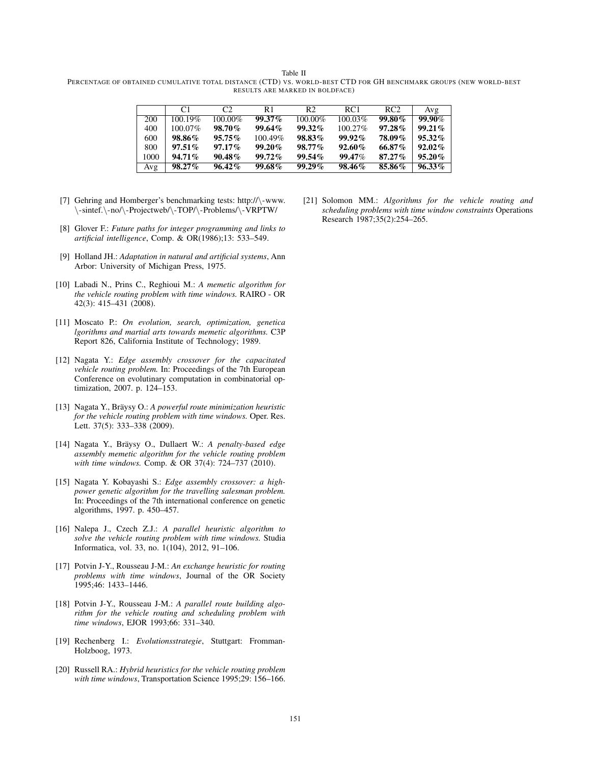Table II
PERCENTAGE OF OBTAINED CUMULATIVE TOTAL DISTANCE (CTD) VS. WORLD-BEST CTD FOR GH BENCHMARK GROUPS (NEW WORLD-BEST RESULTS ARE MARKED IN BOLDFACE)

| | C1 | C2 | R1 | R2 | RC1 | RC2 | Avg |
|---|---|---|---|---|---|---|---|
| 200 | 100.19% | 100.00% | **99.37%** | 100.00% | 100.03% | **99.80%** | **99.90%** |
| 400 | 100.07% | **98.70%** | **99.64%** | **99.32%** | 100.27% | **97.28%** | **99.21%** |
| 600 | **98.86%** | **95.75%** | 100.49% | **98.83%** | **99.92%** | **78.09%** | **95.32%** |
| 800 | **97.51%** | **97.17%** | **99.20%** | **98.77%** | **92.60%** | **66.87%** | **92.02%** |
| 1000 | **94.71%** | **90.48%** | **99.72%** | **99.54%** | **99.47%** | **87.27%** | **95.20%** |
| Avg | **98.27%** | **96.42%** | **99.68%** | **99.29%** | **98.46%** | **85.86%** | **96.33%** |

[7] Gehring and Homberger's benchmarking tests: http://\-www.\-sintef.\-no/\-Projectweb/\-TOP/\-Problems/\-VRPTW/

[8] Glover F.: *Future paths for integer programming and links to artificial intelligence*, Comp. & OR(1986);13: 533–549.

[9] Holland JH.: *Adaptation in natural and artificial systems*, Ann Arbor: University of Michigan Press, 1975.

[10] Labadi N., Prins C., Reghioui M.: *A memetic algorithm for the vehicle routing problem with time windows.* RAIRO - OR 42(3): 415–431 (2008).

[11] Moscato P.: *On evolution, search, optimization, genetica lgorithms and martial arts towards memetic algorithms.* C3P Report 826, California Institute of Technology; 1989.

[12] Nagata Y.: *Edge assembly crossover for the capacitated vehicle routing problem.* In: Proceedings of the 7th European Conference on evolutinary computation in combinatorial optimization, 2007. p. 124–153.

[13] Nagata Y., Bräysy O.: *A powerful route minimization heuristic for the vehicle routing problem with time windows.* Oper. Res. Lett. 37(5): 333–338 (2009).

[14] Nagata Y., Bräysy O., Dullaert W.: *A penalty-based edge assembly memetic algorithm for the vehicle routing problem with time windows.* Comp. & OR 37(4): 724–737 (2010).

[15] Nagata Y. Kobayashi S.: *Edge assembly crossover: a high-power genetic algorithm for the travelling salesman problem.* In: Proceedings of the 7th international conference on genetic algorithms, 1997. p. 450–457.

[16] Nalepa J., Czech Z.J.: *A parallel heuristic algorithm to solve the vehicle routing problem with time windows.* Studia Informatica, vol. 33, no. 1(104), 2012, 91–106.

[17] Potvin J-Y., Rousseau J-M.: *An exchange heuristic for routing problems with time windows*, Journal of the OR Society 1995;46: 1433–1446.

[18] Potvin J-Y., Rousseau J-M.: *A parallel route building algorithm for the vehicle routing and scheduling problem with time windows*, EJOR 1993;66: 331–340.

[19] Rechenberg I.: *Evolutionsstrategie*, Stuttgart: Fromman-Holzboog, 1973.

[20] Russell RA.: *Hybrid heuristics for the vehicle routing problem with time windows*, Transportation Science 1995;29: 156–166.

[21] Solomon MM.: *Algorithms for the vehicle routing and scheduling problems with time window constraints* Operations Research 1987;35(2):254–265.